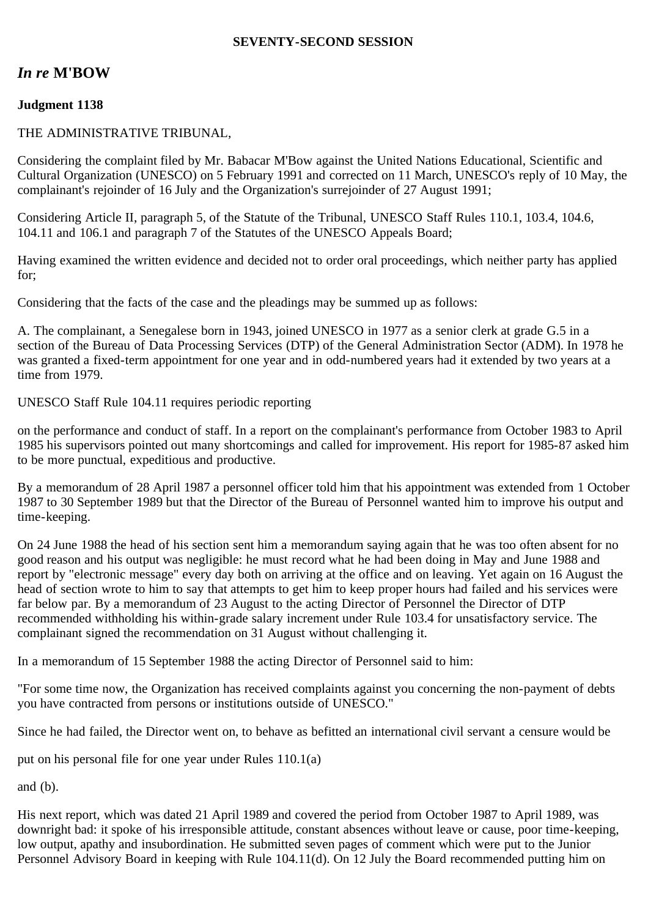**SEVENTY-SECOND SESSION**

## *In re* M'BOW

**Judgment 1138**

THE ADMINISTRATIVE TRIBUNAL,

Considering the complaint filed by Mr. Babacar M'Bow against the United Nations Educational, Scientific and Cultural Organization (UNESCO) on 5 February 1991 and corrected on 11 March, UNESCO's reply of 10 May, the complainant's rejoinder of 16 July and the Organization's surrejoinder of 27 August 1991;

Considering Article II, paragraph 5, of the Statute of the Tribunal, UNESCO Staff Rules 110.1, 103.4, 104.6, 104.11 and 106.1 and paragraph 7 of the Statutes of the UNESCO Appeals Board;

Having examined the written evidence and decided not to order oral proceedings, which neither party has applied for;

Considering that the facts of the case and the pleadings may be summed up as follows:

A. The complainant, a Senegalese born in 1943, joined UNESCO in 1977 as a senior clerk at grade G.5 in a section of the Bureau of Data Processing Services (DTP) of the General Administration Sector (ADM). In 1978 he was granted a fixed-term appointment for one year and in odd-numbered years had it extended by two years at a time from 1979.

UNESCO Staff Rule 104.11 requires periodic reporting on the performance and conduct of staff. In a report on the complainant's performance from October 1983 to April 1985 his supervisors pointed out many shortcomings and called for improvement. His report for 1985-87 asked him to be more punctual, expeditious and productive.

By a memorandum of 28 April 1987 a personnel officer told him that his appointment was extended from 1 October 1987 to 30 September 1989 but that the Director of the Bureau of Personnel wanted him to improve his output and time-keeping.

On 24 June 1988 the head of his section sent him a memorandum saying again that he was too often absent for no good reason and his output was negligible: he must record what he had been doing in May and June 1988 and report by "electronic message" every day both on arriving at the office and on leaving. Yet again on 16 August the head of section wrote to him to say that attempts to get him to keep proper hours had failed and his services were far below par. By a memorandum of 23 August to the acting Director of Personnel the Director of DTP recommended withholding his within-grade salary increment under Rule 103.4 for unsatisfactory service. The complainant signed the recommendation on 31 August without challenging it.

In a memorandum of 15 September 1988 the acting Director of Personnel said to him:

"For some time now, the Organization has received complaints against you concerning the non-payment of debts you have contracted from persons or institutions outside of UNESCO."

Since he had failed, the Director went on, to behave as befitted an international civil servant a censure would be put on his personal file for one year under Rules 110.1(a) and (b).

His next report, which was dated 21 April 1989 and covered the period from October 1987 to April 1989, was downright bad: it spoke of his irresponsible attitude, constant absences without leave or cause, poor time-keeping, low output, apathy and insubordination. He submitted seven pages of comment which were put to the Junior Personnel Advisory Board in keeping with Rule 104.11(d). On 12 July the Board recommended putting him on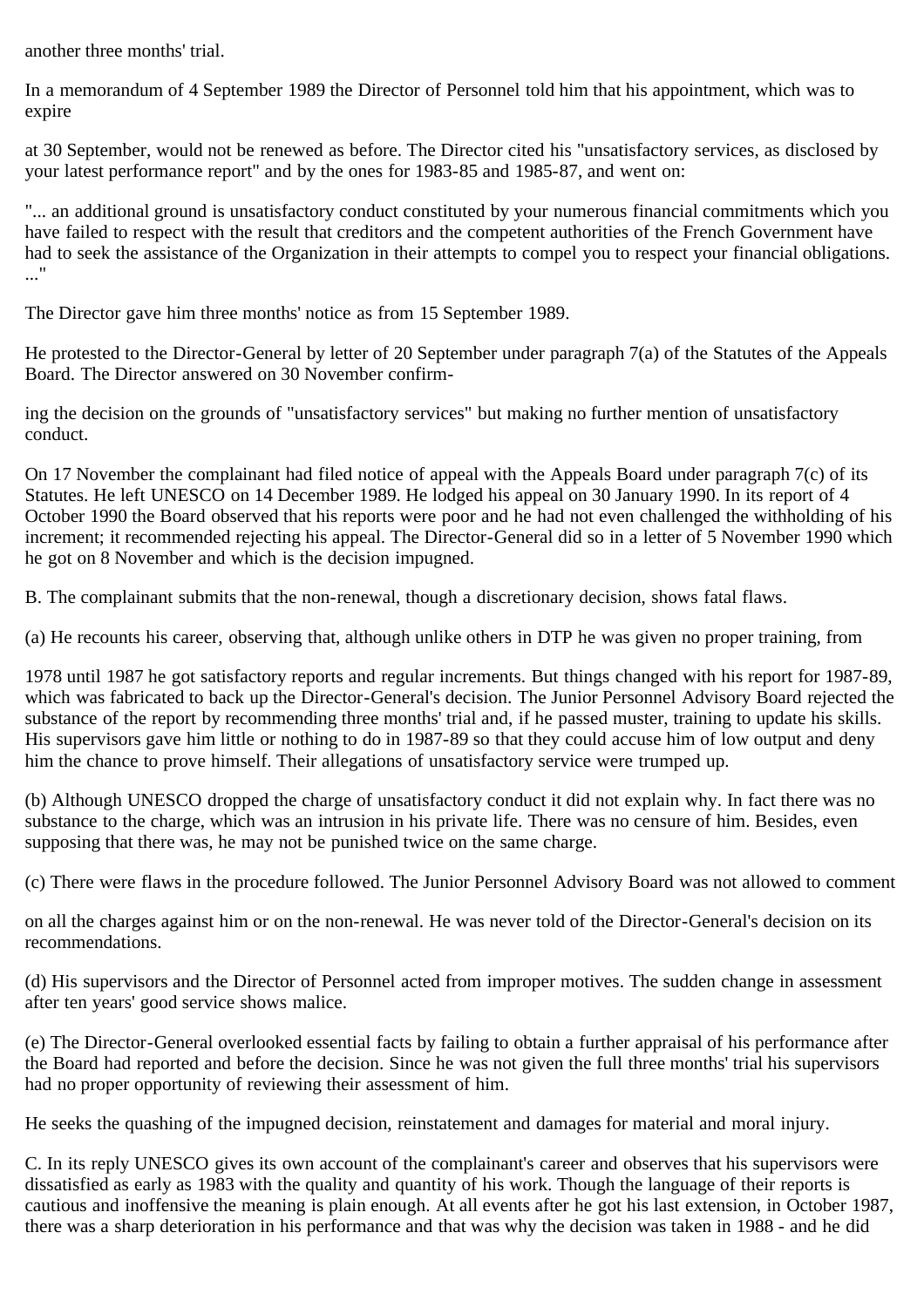another three months' trial.

In a memorandum of 4 September 1989 the Director of Personnel told him that his appointment, which was to expire at 30 September, would not be renewed as before. The Director cited his "unsatisfactory services, as disclosed by your latest performance report" and by the ones for 1983-85 and 1985-87, and went on:

"... an additional ground is unsatisfactory conduct constituted by your numerous financial commitments which you have failed to respect with the result that creditors and the competent authorities of the French Government have had to seek the assistance of the Organization in their attempts to compel you to respect your financial obligations. ..."

The Director gave him three months' notice as from 15 September 1989.

He protested to the Director-General by letter of 20 September under paragraph 7(a) of the Statutes of the Appeals Board. The Director answered on 30 November confirming the decision on the grounds of "unsatisfactory services" but making no further mention of unsatisfactory conduct.

On 17 November the complainant had filed notice of appeal with the Appeals Board under paragraph 7(c) of its Statutes. He left UNESCO on 14 December 1989. He lodged his appeal on 30 January 1990. In its report of 4 October 1990 the Board observed that his reports were poor and he had not even challenged the withholding of his increment; it recommended rejecting his appeal. The Director-General did so in a letter of 5 November 1990 which he got on 8 November and which is the decision impugned.

B. The complainant submits that the non-renewal, though a discretionary decision, shows fatal flaws.

(a) He recounts his career, observing that, although unlike others in DTP he was given no proper training, from 1978 until 1987 he got satisfactory reports and regular increments. But things changed with his report for 1987-89, which was fabricated to back up the Director-General's decision. The Junior Personnel Advisory Board rejected the substance of the report by recommending three months' trial and, if he passed muster, training to update his skills. His supervisors gave him little or nothing to do in 1987-89 so that they could accuse him of low output and deny him the chance to prove himself. Their allegations of unsatisfactory service were trumped up.

(b) Although UNESCO dropped the charge of unsatisfactory conduct it did not explain why. In fact there was no substance to the charge, which was an intrusion in his private life. There was no censure of him. Besides, even supposing that there was, he may not be punished twice on the same charge.

(c) There were flaws in the procedure followed. The Junior Personnel Advisory Board was not allowed to comment on all the charges against him or on the non-renewal. He was never told of the Director-General's decision on its recommendations.

(d) His supervisors and the Director of Personnel acted from improper motives. The sudden change in assessment after ten years' good service shows malice.

(e) The Director-General overlooked essential facts by failing to obtain a further appraisal of his performance after the Board had reported and before the decision. Since he was not given the full three months' trial his supervisors had no proper opportunity of reviewing their assessment of him.

He seeks the quashing of the impugned decision, reinstatement and damages for material and moral injury.

C. In its reply UNESCO gives its own account of the complainant's career and observes that his supervisors were dissatisfied as early as 1983 with the quality and quantity of his work. Though the language of their reports is cautious and inoffensive the meaning is plain enough. At all events after he got his last extension, in October 1987, there was a sharp deterioration in his performance and that was why the decision was taken in 1988 - and he did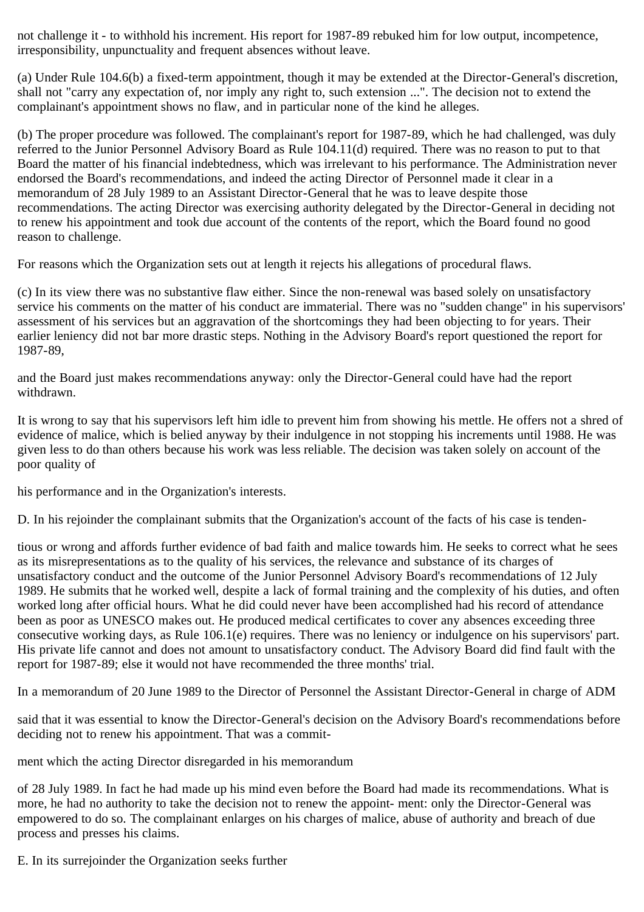not challenge it - to withhold his increment. His report for 1987-89 rebuked him for low output, incompetence, irresponsibility, unpunctuality and frequent absences without leave.

(a) Under Rule 104.6(b) a fixed-term appointment, though it may be extended at the Director-General's discretion, shall not "carry any expectation of, nor imply any right to, such extension ...". The decision not to extend the complainant's appointment shows no flaw, and in particular none of the kind he alleges.

(b) The proper procedure was followed. The complainant's report for 1987-89, which he had challenged, was duly referred to the Junior Personnel Advisory Board as Rule 104.11(d) required. There was no reason to put to that Board the matter of his financial indebtedness, which was irrelevant to his performance. The Administration never endorsed the Board's recommendations, and indeed the acting Director of Personnel made it clear in a memorandum of 28 July 1989 to an Assistant Director-General that he was to leave despite those recommendations. The acting Director was exercising authority delegated by the Director-General in deciding not to renew his appointment and took due account of the contents of the report, which the Board found no good reason to challenge.

For reasons which the Organization sets out at length it rejects his allegations of procedural flaws.

(c) In its view there was no substantive flaw either. Since the non-renewal was based solely on unsatisfactory service his comments on the matter of his conduct are immaterial. There was no "sudden change" in his supervisors' assessment of his services but an aggravation of the shortcomings they had been objecting to for years. Their earlier leniency did not bar more drastic steps. Nothing in the Advisory Board's report questioned the report for 1987-89, and the Board just makes recommendations anyway: only the Director-General could have had the report withdrawn.

It is wrong to say that his supervisors left him idle to prevent him from showing his mettle. He offers not a shred of evidence of malice, which is belied anyway by their indulgence in not stopping his increments until 1988. He was given less to do than others because his work was less reliable. The decision was taken solely on account of the poor quality of his performance and in the Organization's interests.

D. In his rejoinder the complainant submits that the Organization's account of the facts of his case is tendentious or wrong and affords further evidence of bad faith and malice towards him. He seeks to correct what he sees as its misrepresentations as to the quality of his services, the relevance and substance of its charges of unsatisfactory conduct and the outcome of the Junior Personnel Advisory Board's recommendations of 12 July 1989. He submits that he worked well, despite a lack of formal training and the complexity of his duties, and often worked long after official hours. What he did could never have been accomplished had his record of attendance been as poor as UNESCO makes out. He produced medical certificates to cover any absences exceeding three consecutive working days, as Rule 106.1(e) requires. There was no leniency or indulgence on his supervisors' part. His private life cannot and does not amount to unsatisfactory conduct. The Advisory Board did find fault with the report for 1987-89; else it would not have recommended the three months' trial.

In a memorandum of 20 June 1989 to the Director of Personnel the Assistant Director-General in charge of ADM said that it was essential to know the Director-General's decision on the Advisory Board's recommendations before deciding not to renew his appointment. That was a commitment which the acting Director disregarded in his memorandum of 28 July 1989. In fact he had made up his mind even before the Board had made its recommendations. What is more, he had no authority to take the decision not to renew the appointment: only the Director-General was empowered to do so. The complainant enlarges on his charges of malice, abuse of authority and breach of due process and presses his claims.

E. In its surrejoinder the Organization seeks further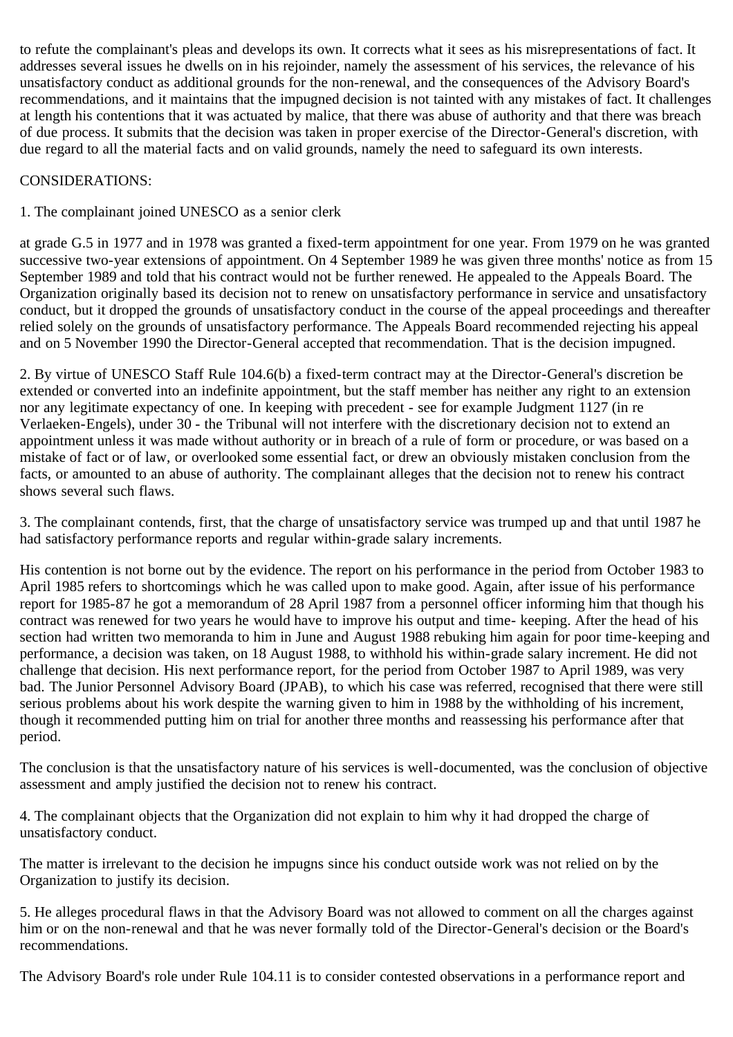to refute the complainant's pleas and develops its own. It corrects what it sees as his misrepresentations of fact. It addresses several issues he dwells on in his rejoinder, namely the assessment of his services, the relevance of his unsatisfactory conduct as additional grounds for the non-renewal, and the consequences of the Advisory Board's recommendations, and it maintains that the impugned decision is not tainted with any mistakes of fact. It challenges at length his contentions that it was actuated by malice, that there was abuse of authority and that there was breach of due process. It submits that the decision was taken in proper exercise of the Director-General's discretion, with due regard to all the material facts and on valid grounds, namely the need to safeguard its own interests.

CONSIDERATIONS:

1. The complainant joined UNESCO as a senior clerk at grade G.5 in 1977 and in 1978 was granted a fixed-term appointment for one year. From 1979 on he was granted successive two-year extensions of appointment. On 4 September 1989 he was given three months' notice as from 15 September 1989 and told that his contract would not be further renewed. He appealed to the Appeals Board. The Organization originally based its decision not to renew on unsatisfactory performance in service and unsatisfactory conduct, but it dropped the grounds of unsatisfactory conduct in the course of the appeal proceedings and thereafter relied solely on the grounds of unsatisfactory performance. The Appeals Board recommended rejecting his appeal and on 5 November 1990 the Director-General accepted that recommendation. That is the decision impugned.

2. By virtue of UNESCO Staff Rule 104.6(b) a fixed-term contract may at the Director-General's discretion be extended or converted into an indefinite appointment, but the staff member has neither any right to an extension nor any legitimate expectancy of one. In keeping with precedent - see for example Judgment 1127 (in re Verlaeken-Engels), under 30 - the Tribunal will not interfere with the discretionary decision not to extend an appointment unless it was made without authority or in breach of a rule of form or procedure, or was based on a mistake of fact or of law, or overlooked some essential fact, or drew an obviously mistaken conclusion from the facts, or amounted to an abuse of authority. The complainant alleges that the decision not to renew his contract shows several such flaws.

3. The complainant contends, first, that the charge of unsatisfactory service was trumped up and that until 1987 he had satisfactory performance reports and regular within-grade salary increments.

His contention is not borne out by the evidence. The report on his performance in the period from October 1983 to April 1985 refers to shortcomings which he was called upon to make good. Again, after issue of his performance report for 1985-87 he got a memorandum of 28 April 1987 from a personnel officer informing him that though his contract was renewed for two years he would have to improve his output and time- keeping. After the head of his section had written two memoranda to him in June and August 1988 rebuking him again for poor time-keeping and performance, a decision was taken, on 18 August 1988, to withhold his within-grade salary increment. He did not challenge that decision. His next performance report, for the period from October 1987 to April 1989, was very bad. The Junior Personnel Advisory Board (JPAB), to which his case was referred, recognised that there were still serious problems about his work despite the warning given to him in 1988 by the withholding of his increment, though it recommended putting him on trial for another three months and reassessing his performance after that period.

The conclusion is that the unsatisfactory nature of his services is well-documented, was the conclusion of objective assessment and amply justified the decision not to renew his contract.

4. The complainant objects that the Organization did not explain to him why it had dropped the charge of unsatisfactory conduct.

The matter is irrelevant to the decision he impugns since his conduct outside work was not relied on by the Organization to justify its decision.

5. He alleges procedural flaws in that the Advisory Board was not allowed to comment on all the charges against him or on the non-renewal and that he was never formally told of the Director-General's decision or the Board's recommendations.

The Advisory Board's role under Rule 104.11 is to consider contested observations in a performance report and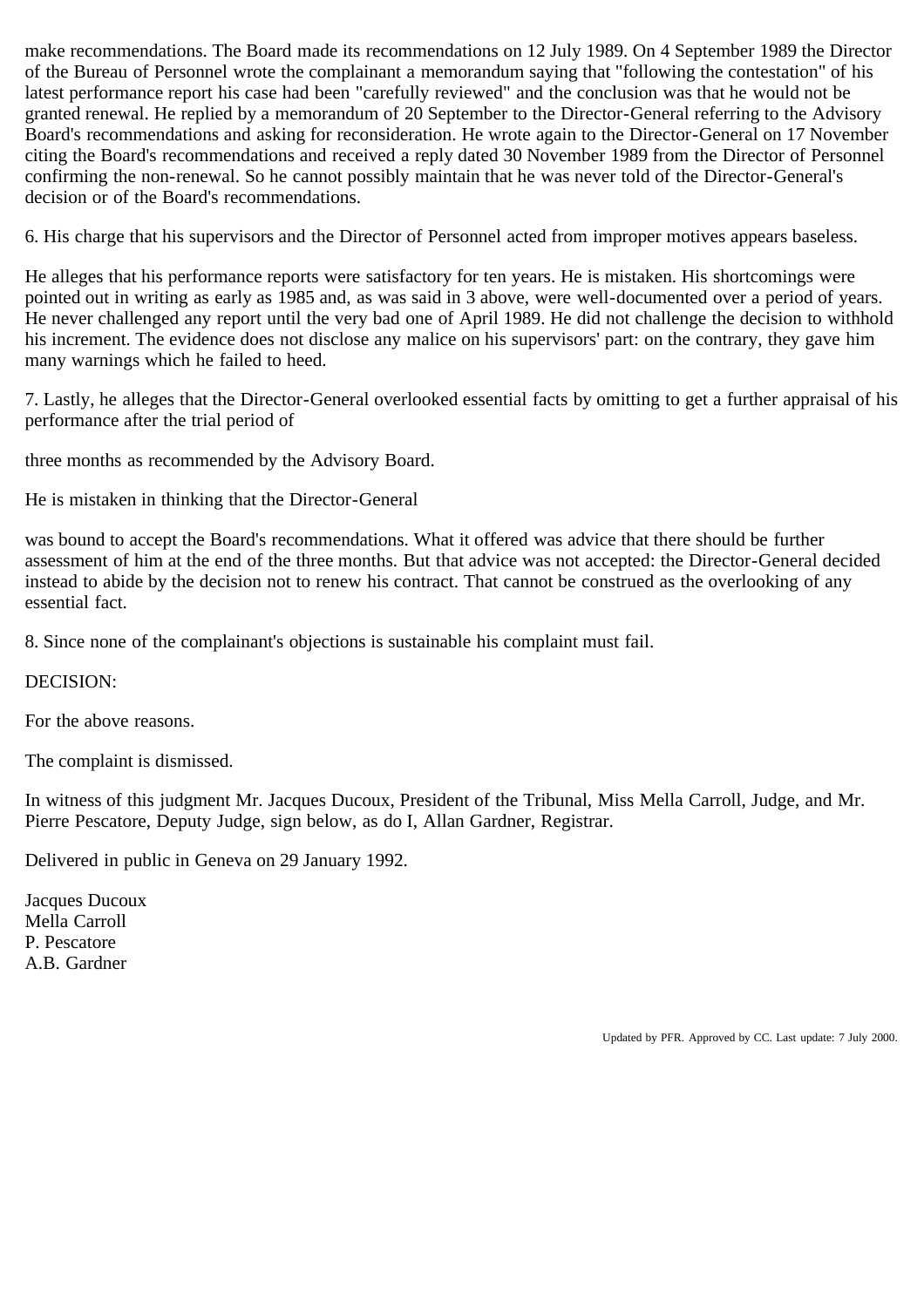make recommendations. The Board made its recommendations on 12 July 1989. On 4 September 1989 the Director of the Bureau of Personnel wrote the complainant a memorandum saying that "following the contestation" of his latest performance report his case had been "carefully reviewed" and the conclusion was that he would not be granted renewal. He replied by a memorandum of 20 September to the Director-General referring to the Advisory Board's recommendations and asking for reconsideration. He wrote again to the Director-General on 17 November citing the Board's recommendations and received a reply dated 30 November 1989 from the Director of Personnel confirming the non-renewal. So he cannot possibly maintain that he was never told of the Director-General's decision or of the Board's recommendations.

6. His charge that his supervisors and the Director of Personnel acted from improper motives appears baseless.

He alleges that his performance reports were satisfactory for ten years. He is mistaken. His shortcomings were pointed out in writing as early as 1985 and, as was said in 3 above, were well-documented over a period of years. He never challenged any report until the very bad one of April 1989. He did not challenge the decision to withhold his increment. The evidence does not disclose any malice on his supervisors' part: on the contrary, they gave him many warnings which he failed to heed.

7. Lastly, he alleges that the Director-General overlooked essential facts by omitting to get a further appraisal of his performance after the trial period of

three months as recommended by the Advisory Board.

He is mistaken in thinking that the Director-General

was bound to accept the Board's recommendations. What it offered was advice that there should be further assessment of him at the end of the three months. But that advice was not accepted: the Director-General decided instead to abide by the decision not to renew his contract. That cannot be construed as the overlooking of any essential fact.

8. Since none of the complainant's objections is sustainable his complaint must fail.

DECISION:

For the above reasons.

The complaint is dismissed.

In witness of this judgment Mr. Jacques Ducoux, President of the Tribunal, Miss Mella Carroll, Judge, and Mr. Pierre Pescatore, Deputy Judge, sign below, as do I, Allan Gardner, Registrar.

Delivered in public in Geneva on 29 January 1992.

Jacques Ducoux
Mella Carroll
P. Pescatore
A.B. Gardner

Updated by PFR. Approved by CC. Last update: 7 July 2000.